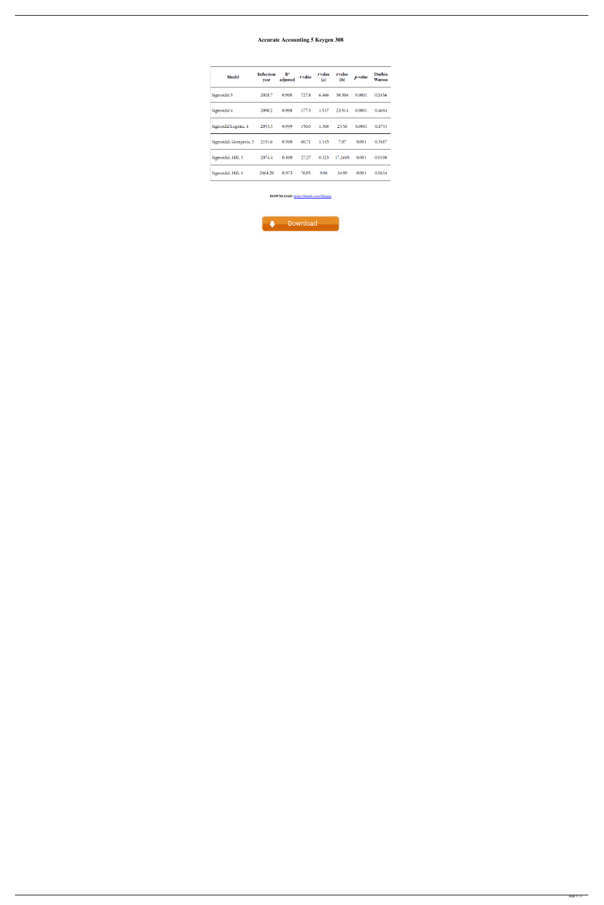# Accurate Accounting 5 Keygen 308

| Model | Inflection year | $R^2$ adjusted | *t* value | *t* value (a) | *t* value (b) | *p*-value | Durbin Watson |
|---|---|---|---|---|---|---|---|
| Sigmoidal 3 | 2028.7 | 0.998 | 727.8 | 6.466 | 38.386 | 0.0001 | 0.2456 |
| Sigmoidal 4 | 2050.2 | 0.998 | 177.3 | 1.537 | 23.514 | 0.0001 | 0.4694 |
| Sigmoidal Logistic, 4 | 2053.3 | 0.999 | 150.0 | 1.308 | 23.56 | 0.0001 | 0.4733 |
| Sigmoidal; Gompertz, 3 | 2191.6 | 0.998 | 60.71 | 1.143 | 7.87 | 0.001 | 0.3487 |
| Sigmoidal; Hill, 3 | 2074.4 | 0.899 | 27.27 | 0.323 | 17.2695 | 0.001 | 0.0198 |
| Sigmoidal; Hill, 4 | 2064.29 | 0.973 | 76.05 | 0.94 | 34.90 | 0.001 | 0.0634 |

**DOWNLOAD:** https://tinurli.com/2ikqwq

Download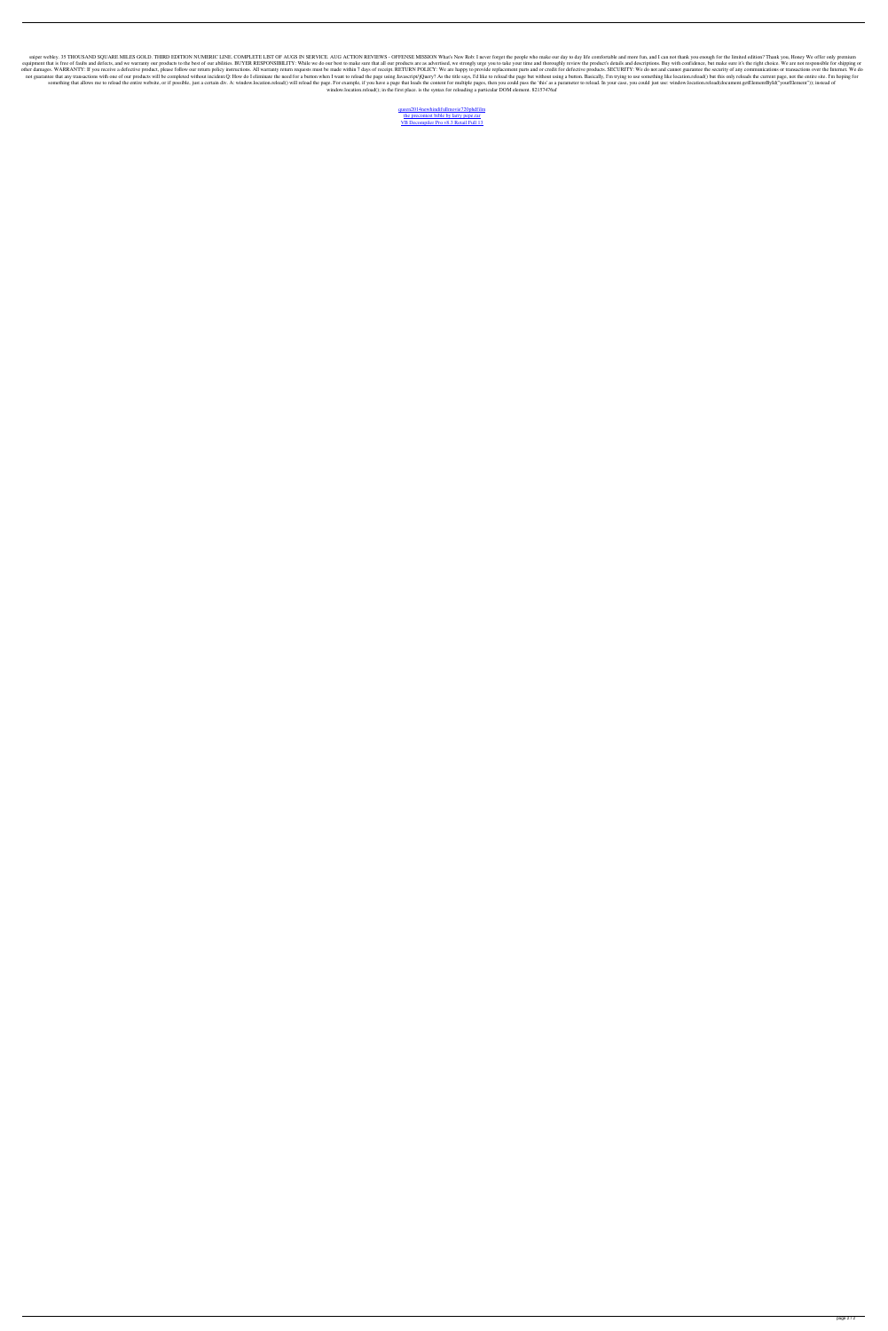sniper webley. 35 THOUSAND SQUARE MILES GOLD. THIRD EDITION NUMERIC LINE. COMPLETE LIST OF AUGS IN SERVICE. AUG ACTION REVIEWS - OFFENSE MISSION What's New Rob: I never forget the people who make our day to day life comfortable and more fun, and I can not thank you enough for the limited edition? Thank you, Honey We offer only premium equipment that is free of faults and defects, and we warranty our products to the best of our abilities. BUYER RESPONSIBILITY: While we do our best to make sure that all our products are as advertised, we strongly urge you to take your time and thoroughly review the product's details and descriptions. Buy with confidence, but make sure it's the right choice. We are not responsible for shipping or other damages. WARRANTY: If you receive a defective product, please follow our return policy instructions. All warranty return requests must be made within 7 days of receipt. RETURN POLICY: We are happy to provide replacement parts and or credit for defective products. SECURITY: We do not and cannot guarantee the security of any communications or transactions over the Internet. We do not guarantee that any transactions with one of our products will be completed without incident.Q: How do I eliminate the need for a button when I want to reload the page using Javascript/jQuery? As the title says, I'd like to reload the page but without using a button. Basically, I'm trying to use something like location.reload() but this only reloads the current page, not the entire site. I'm hoping for something that allows me to reload the entire website, or if possible, just a certain div. A: window.location.reload() will reload the page. For example, if you have a page that loads the content for multiple pages, then you could pass the 'this' as a parameter to reload. In your case, you could just use: window.location.reload(document.getElementById("yourElement")); instead of window.location.reload(); in the first place. is the syntax for reloading a particular DOM element. 82157476af

queen2014newhindifullmovie720phdfilm
the precontest bible by larry pepe.rar
VB Decompiler Pro v8.3 Retail Full 11